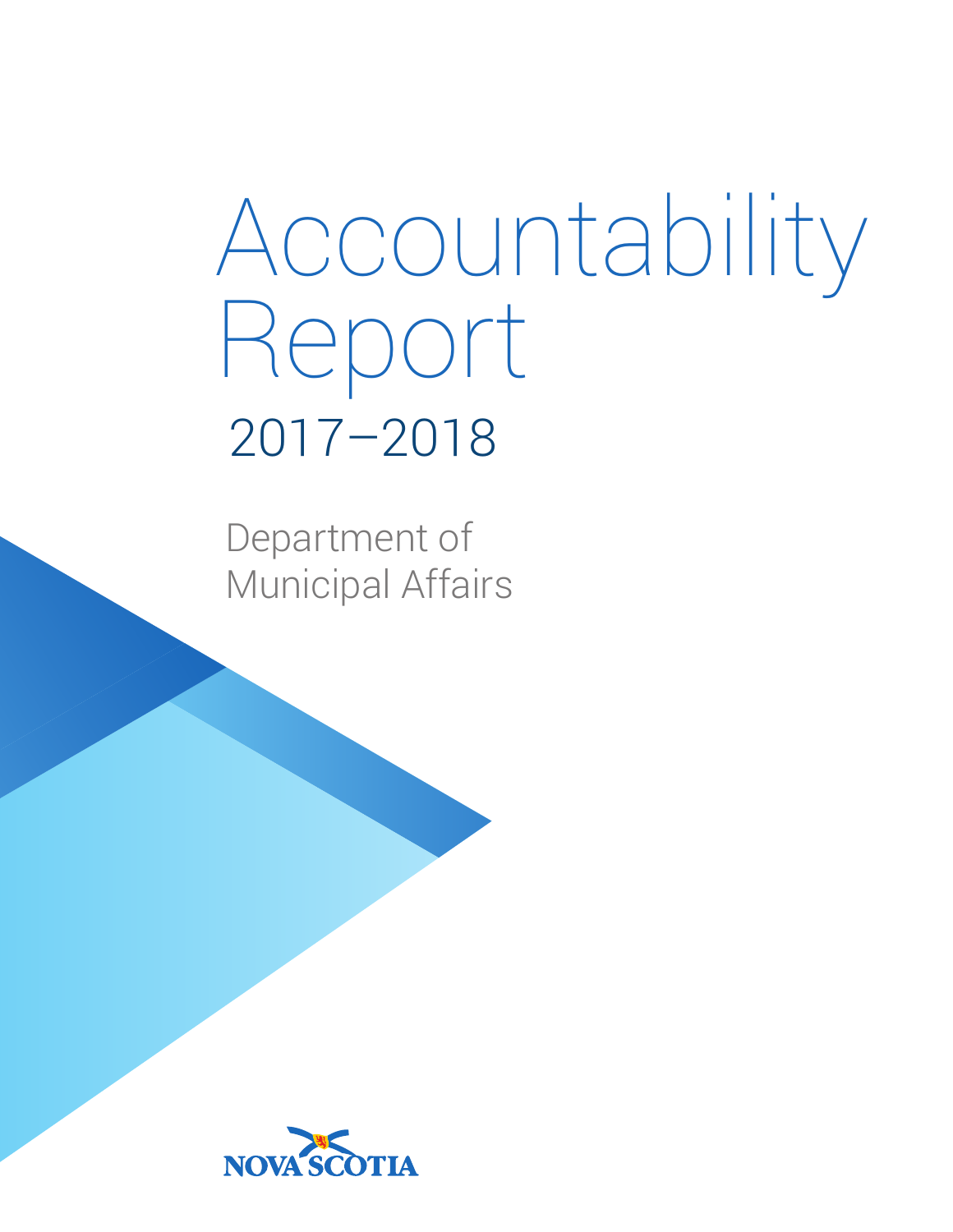# Accountability Report

## 2017–2018

Department of Municipal Affairs

NOVA SCOTIA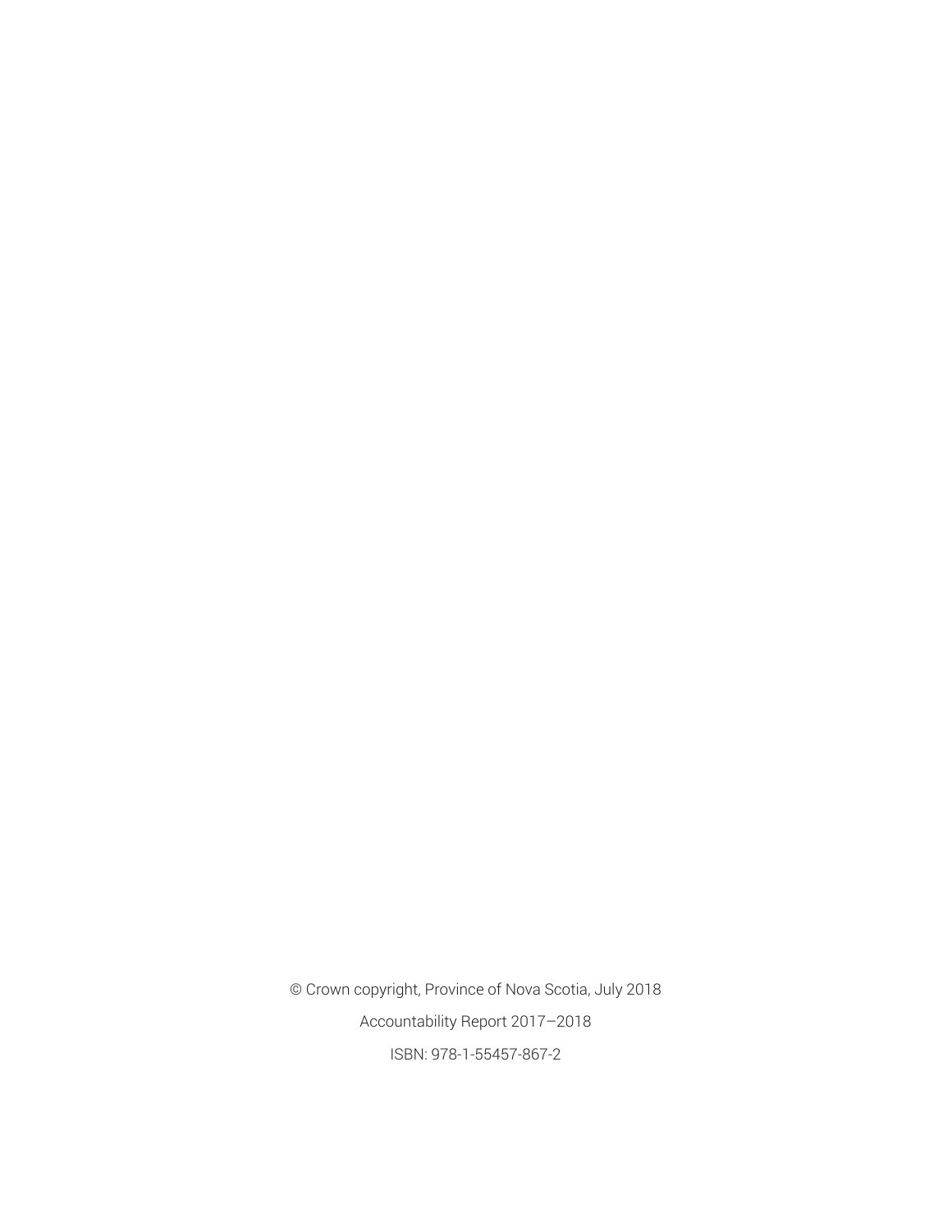© Crown copyright, Province of Nova Scotia, July 2018

Accountability Report 2017–2018

ISBN: 978-1-55457-867-2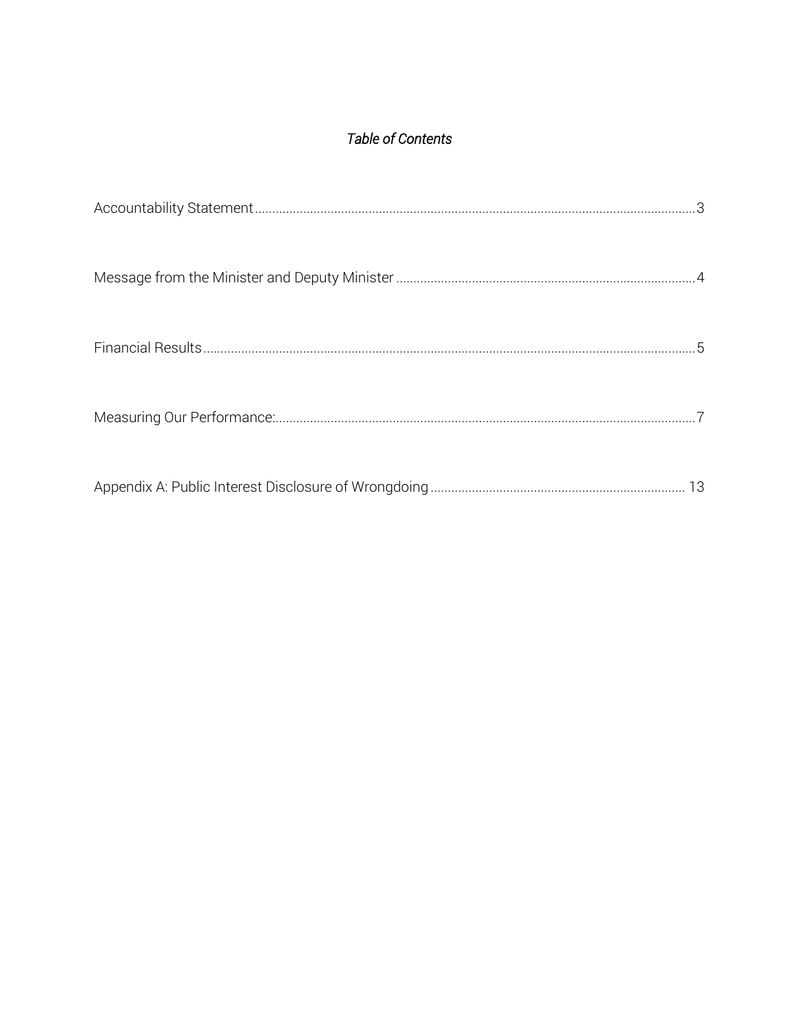*Table of Contents*

Accountability Statement........................................................................................................................3

Message from the Minister and Deputy Minister ......................................................................................4

Financial Results.......................................................................................................................................5

Measuring Our Performance:...................................................................................................................7

Appendix A: Public Interest Disclosure of Wrongdoing ......................................................................... 13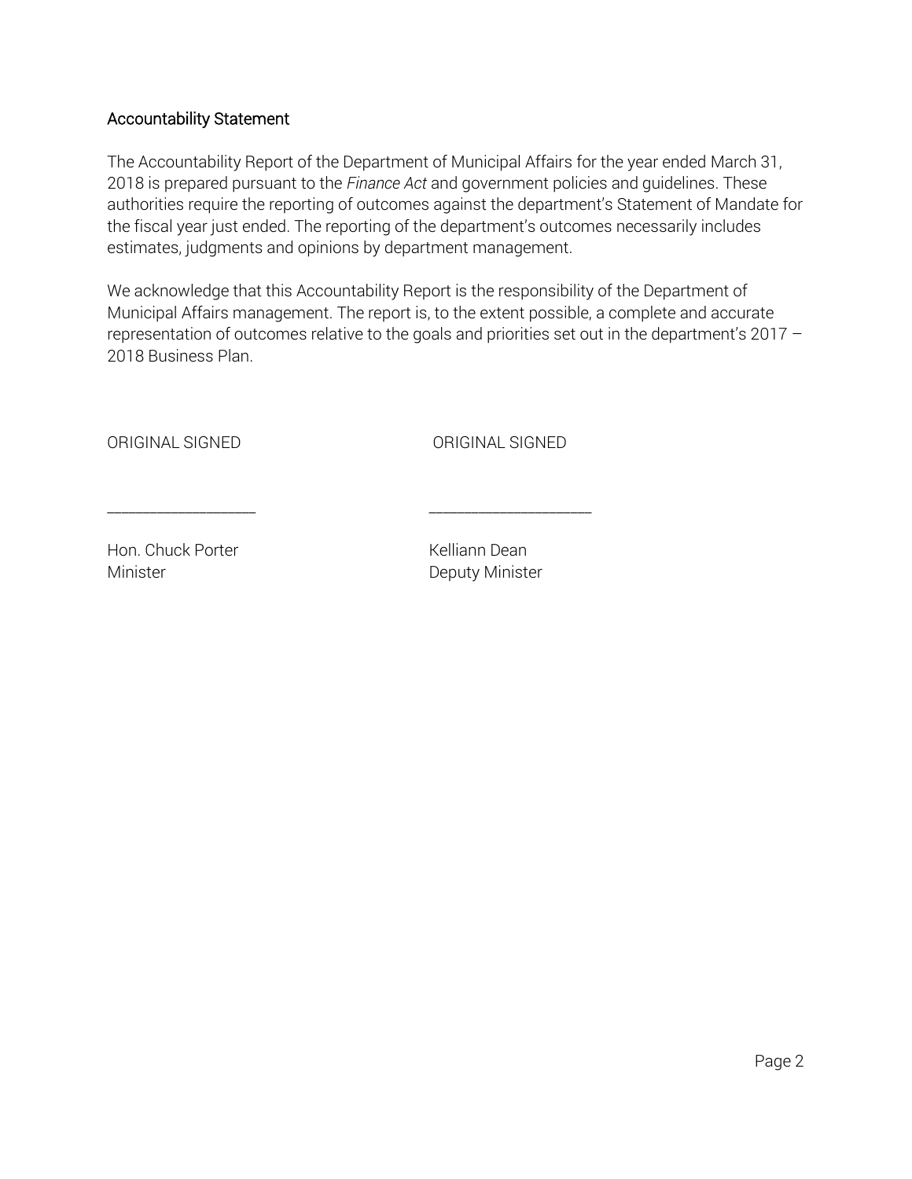## Accountability Statement

The Accountability Report of the Department of Municipal Affairs for the year ended March 31, 2018 is prepared pursuant to the *Finance Act* and government policies and guidelines. These authorities require the reporting of outcomes against the department's Statement of Mandate for the fiscal year just ended. The reporting of the department's outcomes necessarily includes estimates, judgments and opinions by department management.

We acknowledge that this Accountability Report is the responsibility of the Department of Municipal Affairs management. The report is, to the extent possible, a complete and accurate representation of outcomes relative to the goals and priorities set out in the department's 2017 – 2018 Business Plan.

| ORIGINAL SIGNED | ORIGINAL SIGNED |
| --- | --- |
| ___________________ | ____________________ |
| Hon. Chuck Porter | Kelliann Dean |
| Minister | Deputy Minister |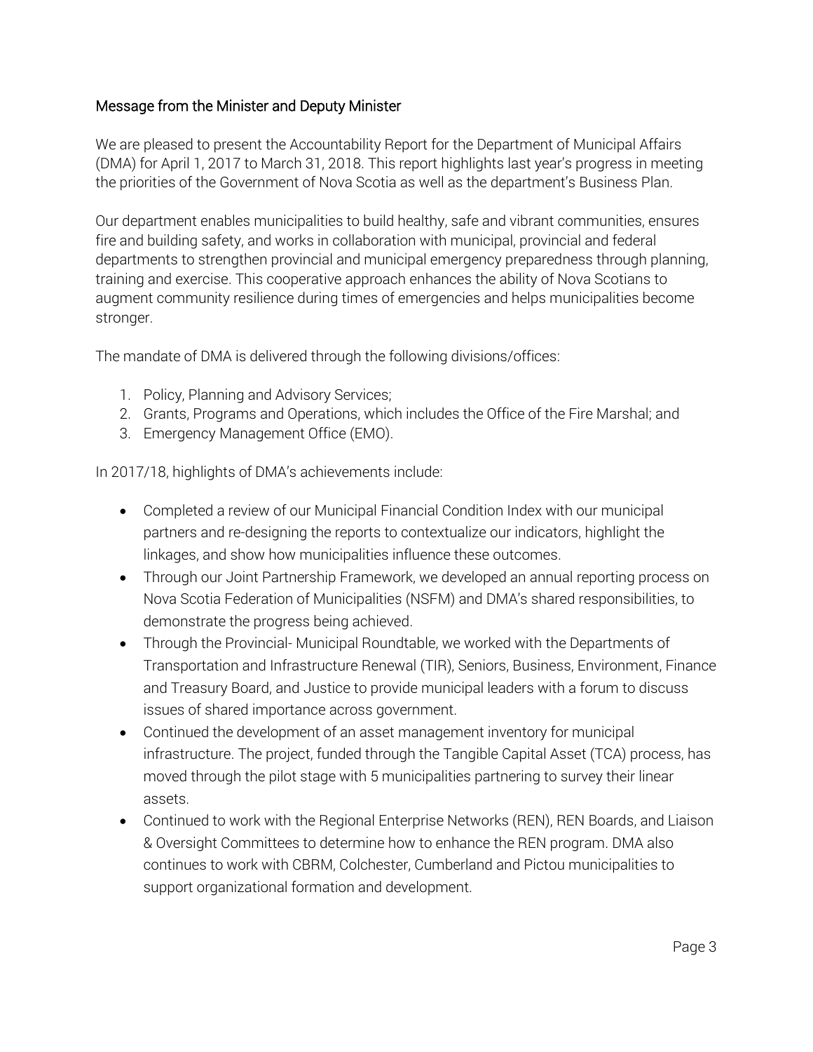## Message from the Minister and Deputy Minister

We are pleased to present the Accountability Report for the Department of Municipal Affairs (DMA) for April 1, 2017 to March 31, 2018. This report highlights last year's progress in meeting the priorities of the Government of Nova Scotia as well as the department's Business Plan.

Our department enables municipalities to build healthy, safe and vibrant communities, ensures fire and building safety, and works in collaboration with municipal, provincial and federal departments to strengthen provincial and municipal emergency preparedness through planning, training and exercise. This cooperative approach enhances the ability of Nova Scotians to augment community resilience during times of emergencies and helps municipalities become stronger.

The mandate of DMA is delivered through the following divisions/offices:

1. Policy, Planning and Advisory Services;
2. Grants, Programs and Operations, which includes the Office of the Fire Marshal; and
3. Emergency Management Office (EMO).

In 2017/18, highlights of DMA's achievements include:

- Completed a review of our Municipal Financial Condition Index with our municipal partners and re-designing the reports to contextualize our indicators, highlight the linkages, and show how municipalities influence these outcomes.
- Through our Joint Partnership Framework, we developed an annual reporting process on Nova Scotia Federation of Municipalities (NSFM) and DMA's shared responsibilities, to demonstrate the progress being achieved.
- Through the Provincial- Municipal Roundtable, we worked with the Departments of Transportation and Infrastructure Renewal (TIR), Seniors, Business, Environment, Finance and Treasury Board, and Justice to provide municipal leaders with a forum to discuss issues of shared importance across government.
- Continued the development of an asset management inventory for municipal infrastructure. The project, funded through the Tangible Capital Asset (TCA) process, has moved through the pilot stage with 5 municipalities partnering to survey their linear assets.
- Continued to work with the Regional Enterprise Networks (REN), REN Boards, and Liaison & Oversight Committees to determine how to enhance the REN program. DMA also continues to work with CBRM, Colchester, Cumberland and Pictou municipalities to support organizational formation and development.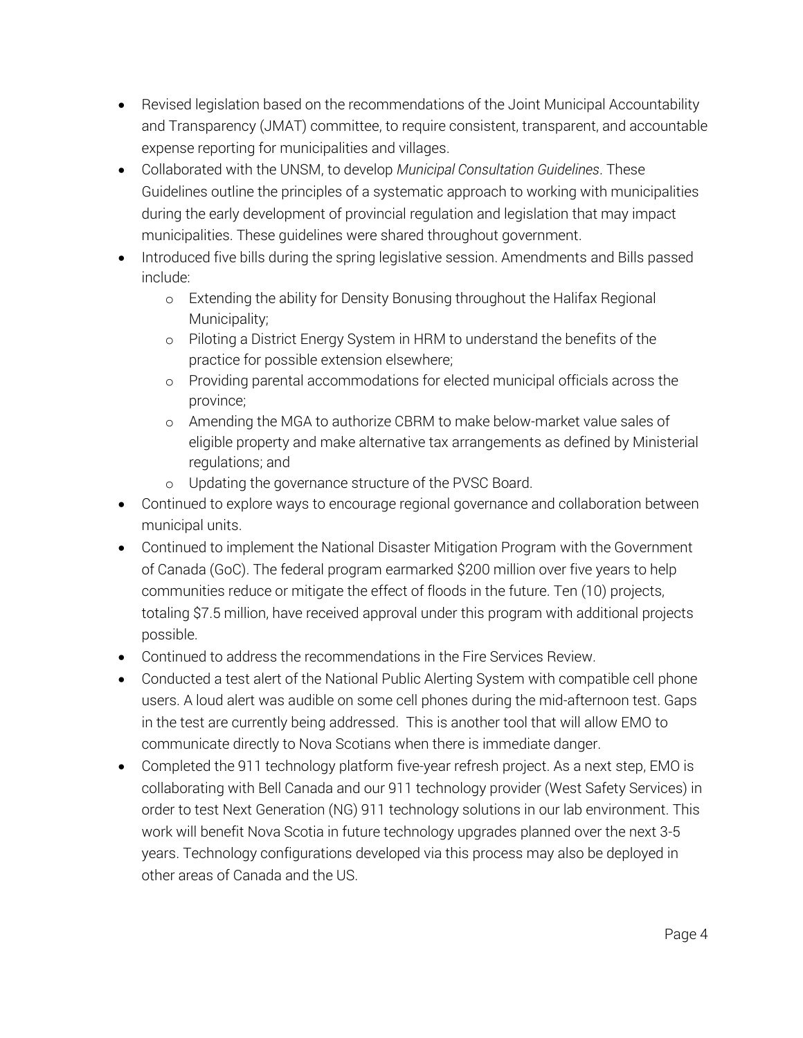- Revised legislation based on the recommendations of the Joint Municipal Accountability and Transparency (JMAT) committee, to require consistent, transparent, and accountable expense reporting for municipalities and villages.
- Collaborated with the UNSM, to develop *Municipal Consultation Guidelines*. These Guidelines outline the principles of a systematic approach to working with municipalities during the early development of provincial regulation and legislation that may impact municipalities. These guidelines were shared throughout government.
- Introduced five bills during the spring legislative session. Amendments and Bills passed include:
  - Extending the ability for Density Bonusing throughout the Halifax Regional Municipality;
  - Piloting a District Energy System in HRM to understand the benefits of the practice for possible extension elsewhere;
  - Providing parental accommodations for elected municipal officials across the province;
  - Amending the MGA to authorize CBRM to make below-market value sales of eligible property and make alternative tax arrangements as defined by Ministerial regulations; and
  - Updating the governance structure of the PVSC Board.
- Continued to explore ways to encourage regional governance and collaboration between municipal units.
- Continued to implement the National Disaster Mitigation Program with the Government of Canada (GoC). The federal program earmarked $200 million over five years to help communities reduce or mitigate the effect of floods in the future. Ten (10) projects, totaling $7.5 million, have received approval under this program with additional projects possible.
- Continued to address the recommendations in the Fire Services Review.
- Conducted a test alert of the National Public Alerting System with compatible cell phone users. A loud alert was audible on some cell phones during the mid-afternoon test. Gaps in the test are currently being addressed. This is another tool that will allow EMO to communicate directly to Nova Scotians when there is immediate danger.
- Completed the 911 technology platform five-year refresh project. As a next step, EMO is collaborating with Bell Canada and our 911 technology provider (West Safety Services) in order to test Next Generation (NG) 911 technology solutions in our lab environment. This work will benefit Nova Scotia in future technology upgrades planned over the next 3-5 years. Technology configurations developed via this process may also be deployed in other areas of Canada and the US.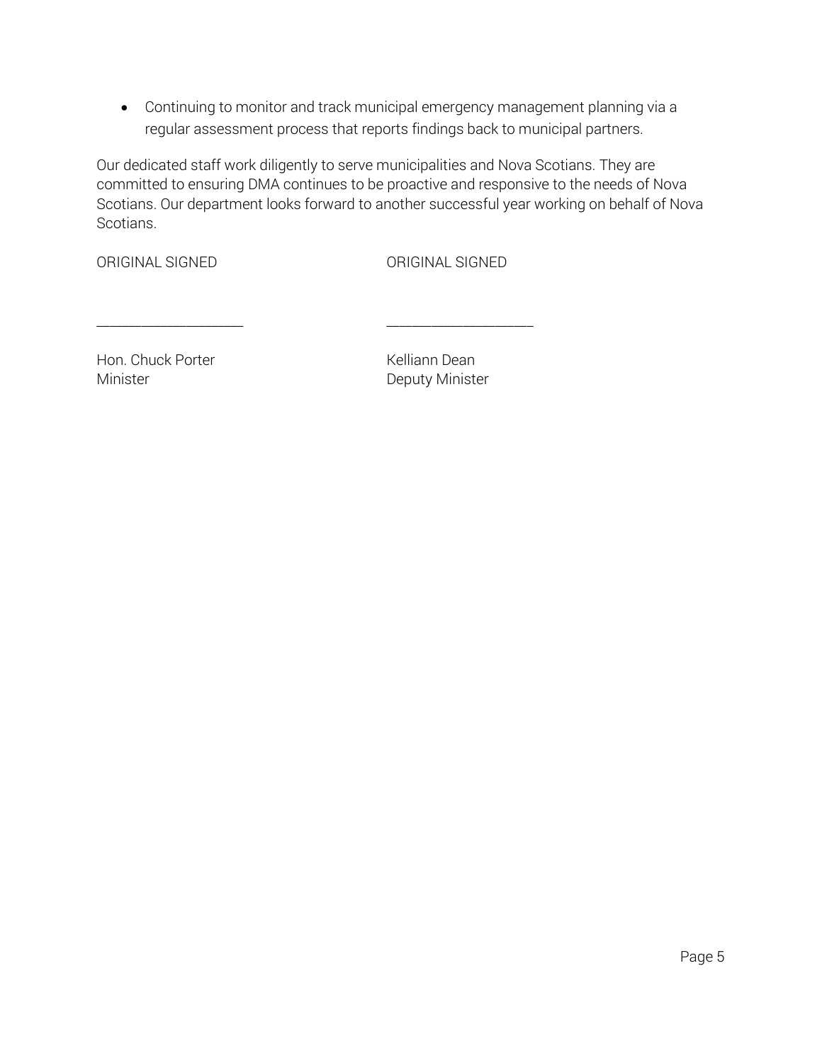- Continuing to monitor and track municipal emergency management planning via a regular assessment process that reports findings back to municipal partners.

Our dedicated staff work diligently to serve municipalities and Nova Scotians. They are committed to ensuring DMA continues to be proactive and responsive to the needs of Nova Scotians. Our department looks forward to another successful year working on behalf of Nova Scotians.

| ORIGINAL SIGNED | ORIGINAL SIGNED |
| --- | --- |
| ____________________ | ____________________ |
| Hon. Chuck Porter<br>Minister | Kelliann Dean<br>Deputy Minister |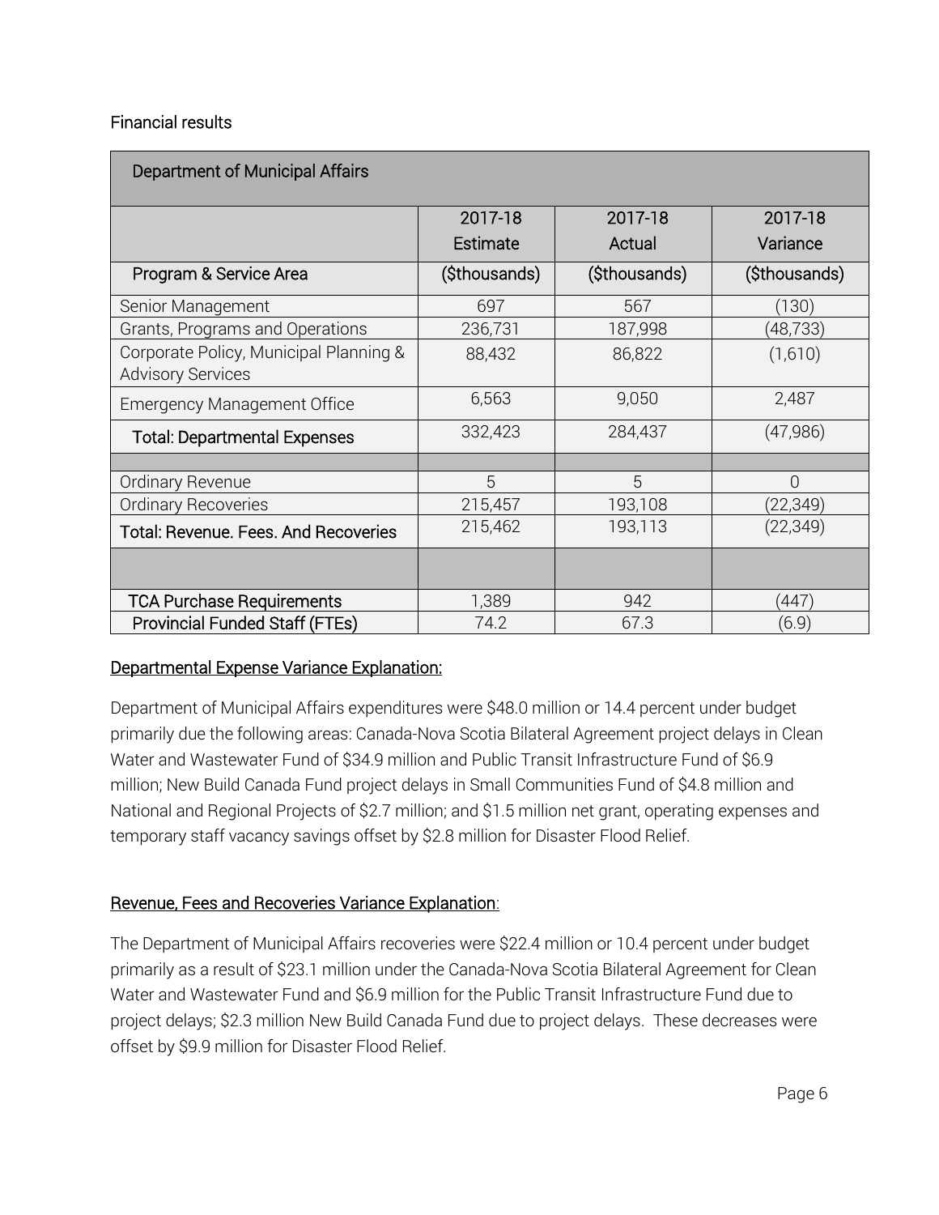## Financial results

| Department of Municipal Affairs | | | |
|---|---|---|---|
| | 2017-18 Estimate | 2017-18 Actual | 2017-18 Variance |
| **Program & Service Area** | ($thousands) | ($thousands) | ($thousands) |
| Senior Management | 697 | 567 | (130) |
| Grants, Programs and Operations | 236,731 | 187,998 | (48,733) |
| Corporate Policy, Municipal Planning & Advisory Services | 88,432 | 86,822 | (1,610) |
| Emergency Management Office | 6,563 | 9,050 | 2,487 |
| **Total: Departmental Expenses** | 332,423 | 284,437 | (47,986) |
| | | | |
| Ordinary Revenue | 5 | 5 | 0 |
| Ordinary Recoveries | 215,457 | 193,108 | (22,349) |
| **Total: Revenue. Fees. And Recoveries** | 215,462 | 193,113 | (22,349) |
| | | | |
| **TCA Purchase Requirements** | 1,389 | 942 | (447) |
| **Provincial Funded Staff (FTEs)** | 74.2 | 67.3 | (6.9) |

### Departmental Expense Variance Explanation:

Department of Municipal Affairs expenditures were $48.0 million or 14.4 percent under budget primarily due the following areas: Canada-Nova Scotia Bilateral Agreement project delays in Clean Water and Wastewater Fund of $34.9 million and Public Transit Infrastructure Fund of $6.9 million; New Build Canada Fund project delays in Small Communities Fund of $4.8 million and National and Regional Projects of $2.7 million; and $1.5 million net grant, operating expenses and temporary staff vacancy savings offset by $2.8 million for Disaster Flood Relief.

### Revenue, Fees and Recoveries Variance Explanation:

The Department of Municipal Affairs recoveries were $22.4 million or 10.4 percent under budget primarily as a result of $23.1 million under the Canada-Nova Scotia Bilateral Agreement for Clean Water and Wastewater Fund and $6.9 million for the Public Transit Infrastructure Fund due to project delays; $2.3 million New Build Canada Fund due to project delays. These decreases were offset by $9.9 million for Disaster Flood Relief.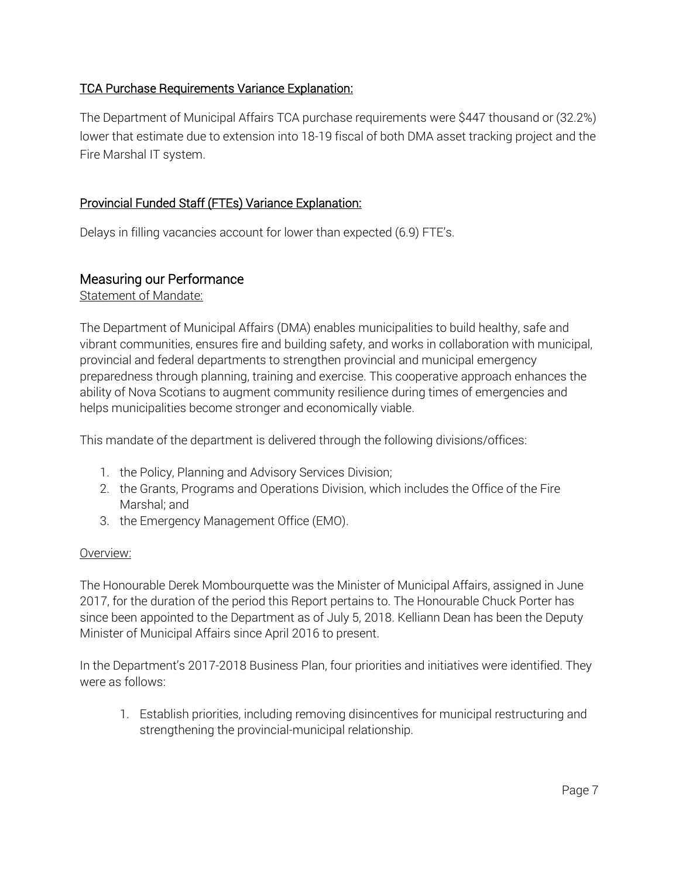### TCA Purchase Requirements Variance Explanation:

The Department of Municipal Affairs TCA purchase requirements were $447 thousand or (32.2%) lower that estimate due to extension into 18-19 fiscal of both DMA asset tracking project and the Fire Marshal IT system.

### Provincial Funded Staff (FTEs) Variance Explanation:

Delays in filling vacancies account for lower than expected (6.9) FTE's.

## Measuring our Performance

Statement of Mandate:

The Department of Municipal Affairs (DMA) enables municipalities to build healthy, safe and vibrant communities, ensures fire and building safety, and works in collaboration with municipal, provincial and federal departments to strengthen provincial and municipal emergency preparedness through planning, training and exercise. This cooperative approach enhances the ability of Nova Scotians to augment community resilience during times of emergencies and helps municipalities become stronger and economically viable.

This mandate of the department is delivered through the following divisions/offices:

1. the Policy, Planning and Advisory Services Division;
2. the Grants, Programs and Operations Division, which includes the Office of the Fire Marshal; and
3. the Emergency Management Office (EMO).

Overview:

The Honourable Derek Mombourquette was the Minister of Municipal Affairs, assigned in June 2017, for the duration of the period this Report pertains to. The Honourable Chuck Porter has since been appointed to the Department as of July 5, 2018. Kelliann Dean has been the Deputy Minister of Municipal Affairs since April 2016 to present.

In the Department's 2017-2018 Business Plan, four priorities and initiatives were identified. They were as follows:

1. Establish priorities, including removing disincentives for municipal restructuring and strengthening the provincial-municipal relationship.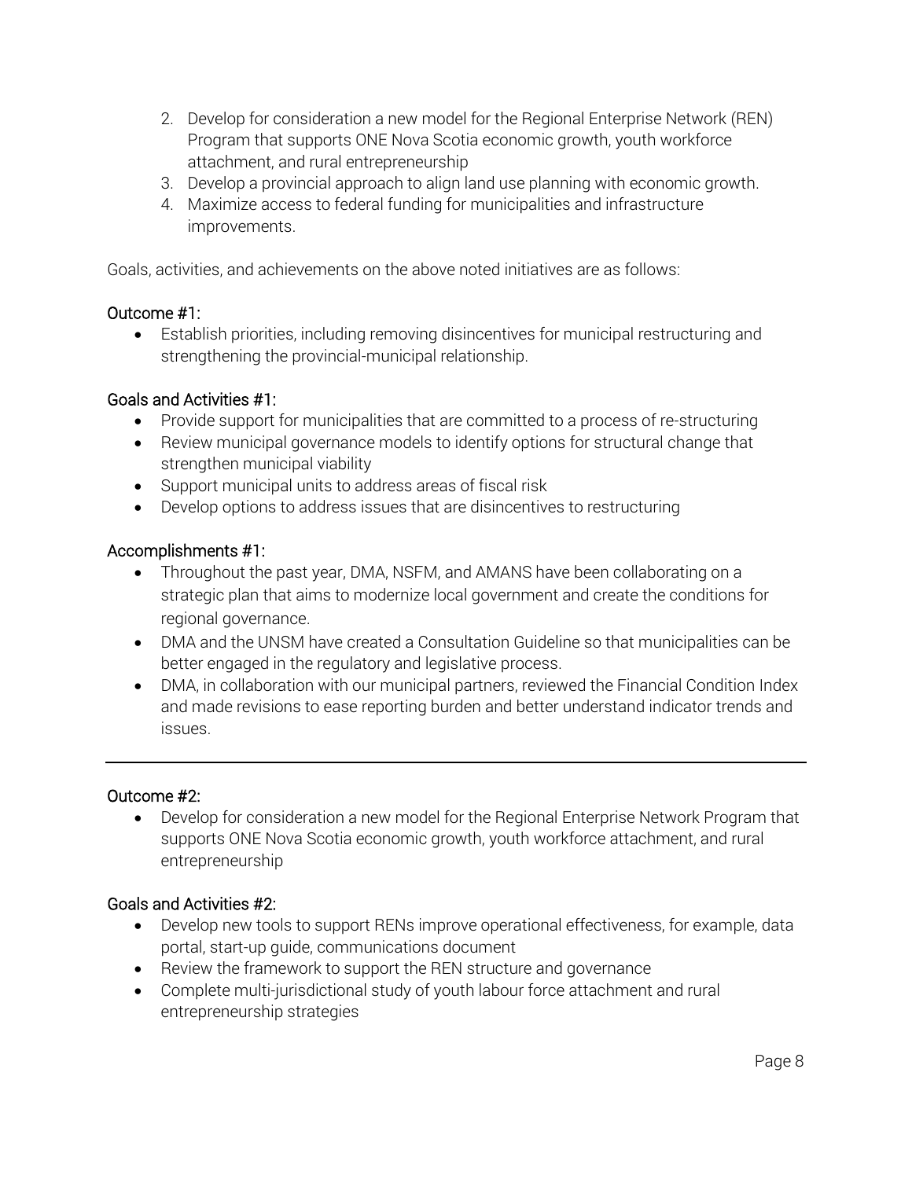2. Develop for consideration a new model for the Regional Enterprise Network (REN) Program that supports ONE Nova Scotia economic growth, youth workforce attachment, and rural entrepreneurship
3. Develop a provincial approach to align land use planning with economic growth.
4. Maximize access to federal funding for municipalities and infrastructure improvements.

Goals, activities, and achievements on the above noted initiatives are as follows:

### Outcome #1:

- Establish priorities, including removing disincentives for municipal restructuring and strengthening the provincial-municipal relationship.

### Goals and Activities #1:

- Provide support for municipalities that are committed to a process of re-structuring
- Review municipal governance models to identify options for structural change that strengthen municipal viability
- Support municipal units to address areas of fiscal risk
- Develop options to address issues that are disincentives to restructuring

### Accomplishments #1:

- Throughout the past year, DMA, NSFM, and AMANS have been collaborating on a strategic plan that aims to modernize local government and create the conditions for regional governance.
- DMA and the UNSM have created a Consultation Guideline so that municipalities can be better engaged in the regulatory and legislative process.
- DMA, in collaboration with our municipal partners, reviewed the Financial Condition Index and made revisions to ease reporting burden and better understand indicator trends and issues.

---

### Outcome #2:

- Develop for consideration a new model for the Regional Enterprise Network Program that supports ONE Nova Scotia economic growth, youth workforce attachment, and rural entrepreneurship

### Goals and Activities #2:

- Develop new tools to support RENs improve operational effectiveness, for example, data portal, start-up guide, communications document
- Review the framework to support the REN structure and governance
- Complete multi-jurisdictional study of youth labour force attachment and rural entrepreneurship strategies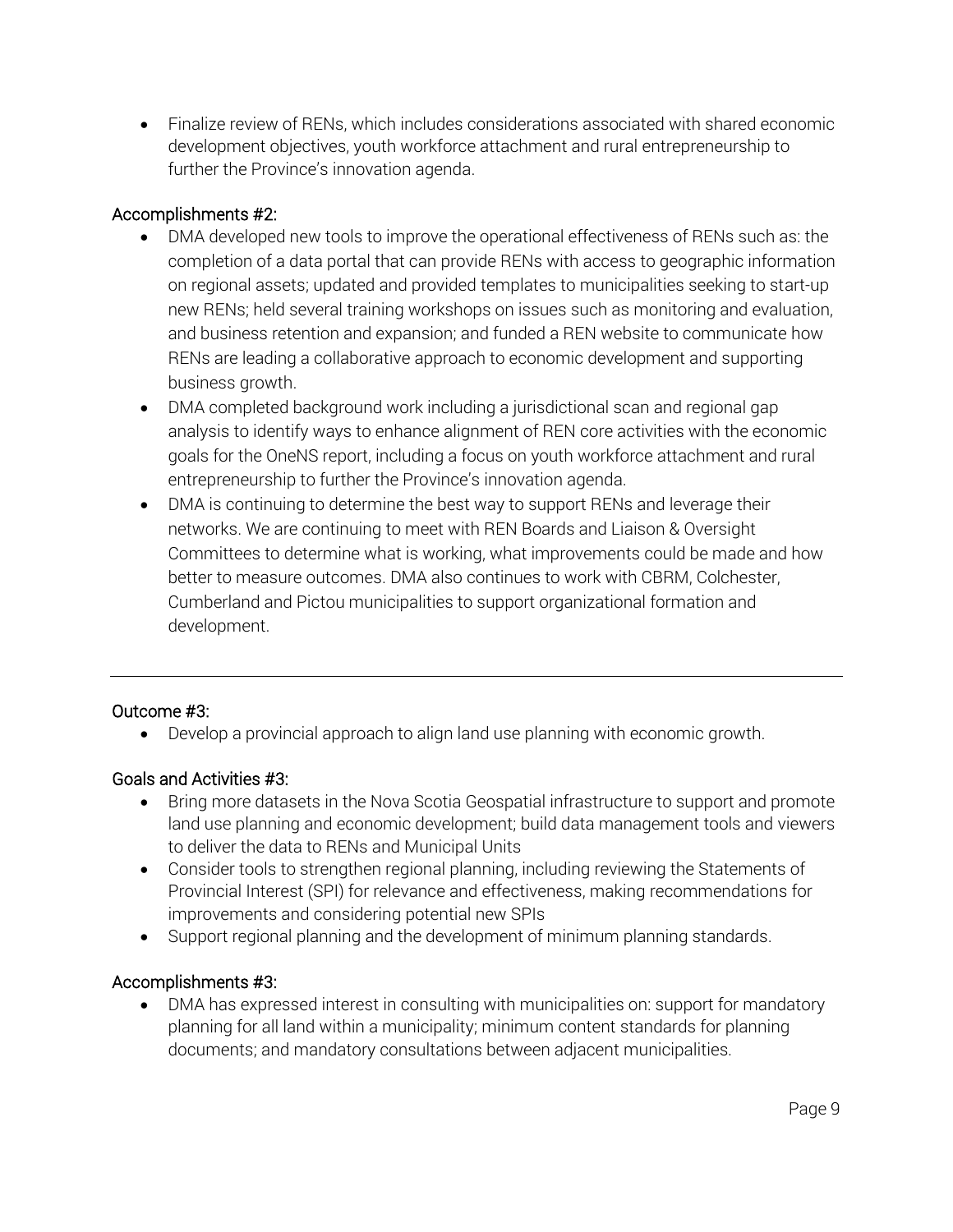- Finalize review of RENs, which includes considerations associated with shared economic development objectives, youth workforce attachment and rural entrepreneurship to further the Province's innovation agenda.

### Accomplishments #2:

- DMA developed new tools to improve the operational effectiveness of RENs such as: the completion of a data portal that can provide RENs with access to geographic information on regional assets; updated and provided templates to municipalities seeking to start-up new RENs; held several training workshops on issues such as monitoring and evaluation, and business retention and expansion; and funded a REN website to communicate how RENs are leading a collaborative approach to economic development and supporting business growth.
- DMA completed background work including a jurisdictional scan and regional gap analysis to identify ways to enhance alignment of REN core activities with the economic goals for the OneNS report, including a focus on youth workforce attachment and rural entrepreneurship to further the Province's innovation agenda.
- DMA is continuing to determine the best way to support RENs and leverage their networks. We are continuing to meet with REN Boards and Liaison & Oversight Committees to determine what is working, what improvements could be made and how better to measure outcomes. DMA also continues to work with CBRM, Colchester, Cumberland and Pictou municipalities to support organizational formation and development.

---

### Outcome #3:

- Develop a provincial approach to align land use planning with economic growth.

### Goals and Activities #3:

- Bring more datasets in the Nova Scotia Geospatial infrastructure to support and promote land use planning and economic development; build data management tools and viewers to deliver the data to RENs and Municipal Units
- Consider tools to strengthen regional planning, including reviewing the Statements of Provincial Interest (SPI) for relevance and effectiveness, making recommendations for improvements and considering potential new SPIs
- Support regional planning and the development of minimum planning standards.

### Accomplishments #3:

- DMA has expressed interest in consulting with municipalities on: support for mandatory planning for all land within a municipality; minimum content standards for planning documents; and mandatory consultations between adjacent municipalities.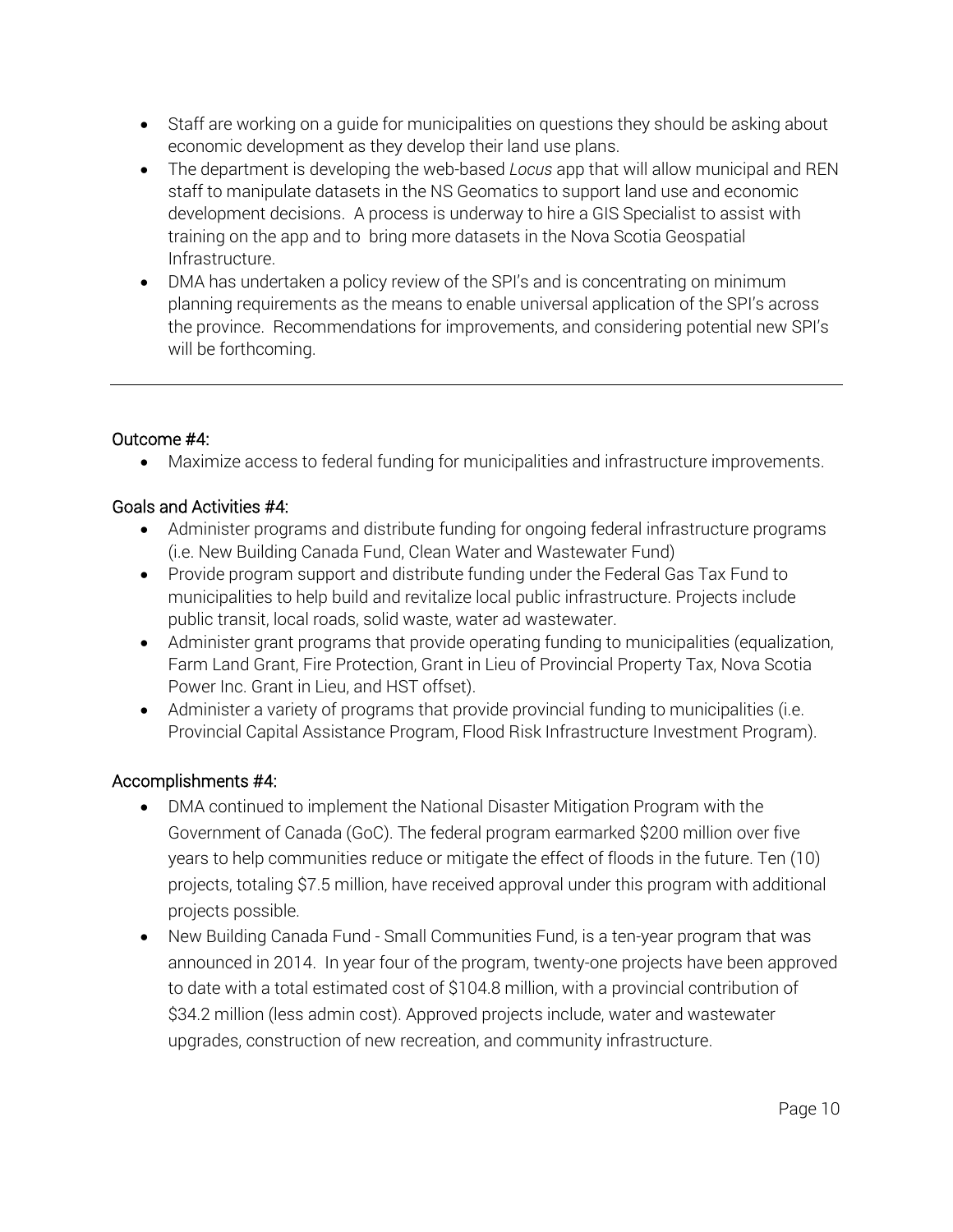- Staff are working on a guide for municipalities on questions they should be asking about economic development as they develop their land use plans.
- The department is developing the web-based *Locus* app that will allow municipal and REN staff to manipulate datasets in the NS Geomatics to support land use and economic development decisions. A process is underway to hire a GIS Specialist to assist with training on the app and to bring more datasets in the Nova Scotia Geospatial Infrastructure.
- DMA has undertaken a policy review of the SPI's and is concentrating on minimum planning requirements as the means to enable universal application of the SPI's across the province. Recommendations for improvements, and considering potential new SPI's will be forthcoming.

---

### Outcome #4:

- Maximize access to federal funding for municipalities and infrastructure improvements.

### Goals and Activities #4:

- Administer programs and distribute funding for ongoing federal infrastructure programs (i.e. New Building Canada Fund, Clean Water and Wastewater Fund)
- Provide program support and distribute funding under the Federal Gas Tax Fund to municipalities to help build and revitalize local public infrastructure. Projects include public transit, local roads, solid waste, water ad wastewater.
- Administer grant programs that provide operating funding to municipalities (equalization, Farm Land Grant, Fire Protection, Grant in Lieu of Provincial Property Tax, Nova Scotia Power Inc. Grant in Lieu, and HST offset).
- Administer a variety of programs that provide provincial funding to municipalities (i.e. Provincial Capital Assistance Program, Flood Risk Infrastructure Investment Program).

### Accomplishments #4:

- DMA continued to implement the National Disaster Mitigation Program with the Government of Canada (GoC). The federal program earmarked $200 million over five years to help communities reduce or mitigate the effect of floods in the future. Ten (10) projects, totaling $7.5 million, have received approval under this program with additional projects possible.
- New Building Canada Fund - Small Communities Fund, is a ten-year program that was announced in 2014. In year four of the program, twenty-one projects have been approved to date with a total estimated cost of $104.8 million, with a provincial contribution of $34.2 million (less admin cost). Approved projects include, water and wastewater upgrades, construction of new recreation, and community infrastructure.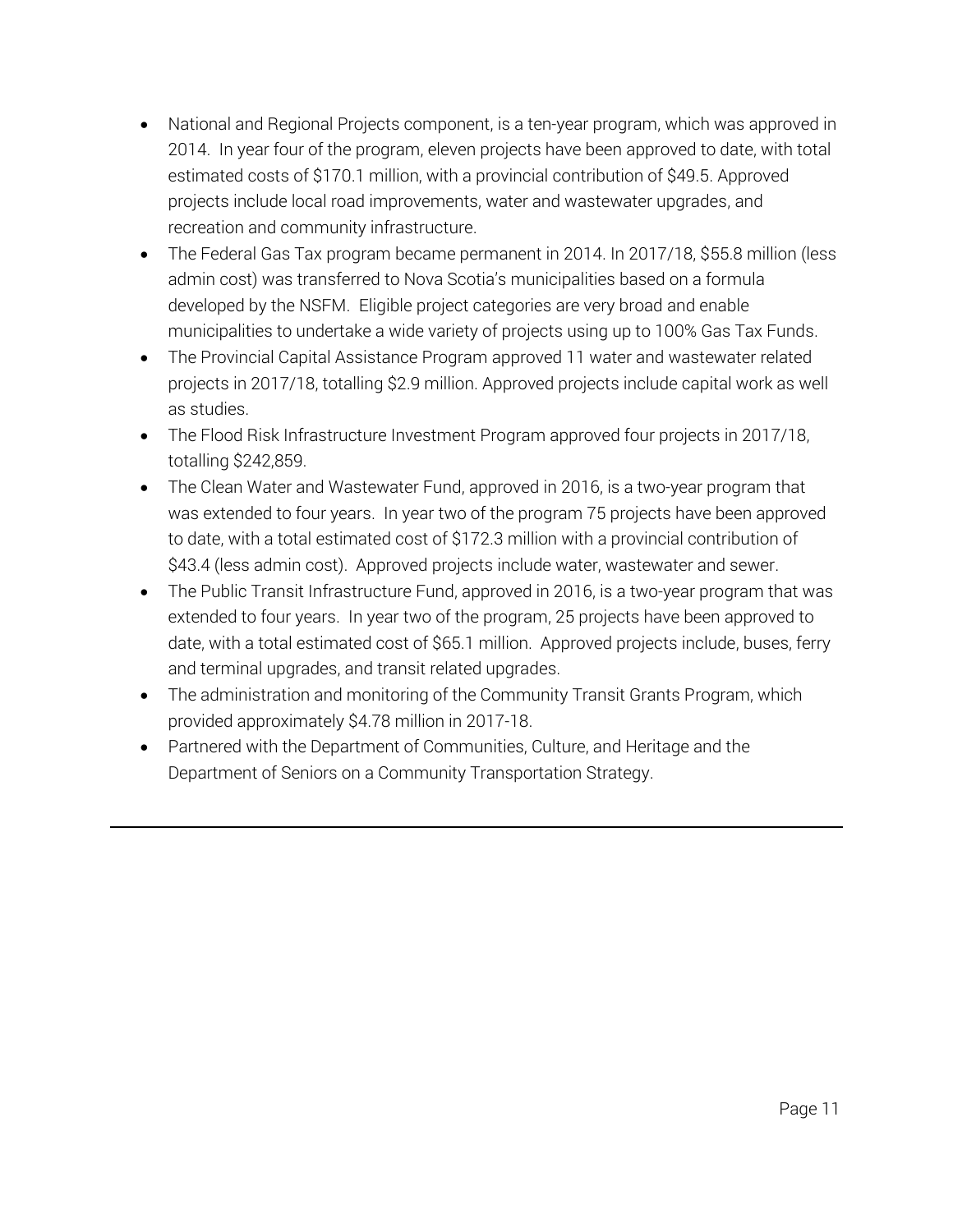- National and Regional Projects component, is a ten-year program, which was approved in 2014. In year four of the program, eleven projects have been approved to date, with total estimated costs of $170.1 million, with a provincial contribution of $49.5. Approved projects include local road improvements, water and wastewater upgrades, and recreation and community infrastructure.
- The Federal Gas Tax program became permanent in 2014. In 2017/18, $55.8 million (less admin cost) was transferred to Nova Scotia's municipalities based on a formula developed by the NSFM. Eligible project categories are very broad and enable municipalities to undertake a wide variety of projects using up to 100% Gas Tax Funds.
- The Provincial Capital Assistance Program approved 11 water and wastewater related projects in 2017/18, totalling $2.9 million. Approved projects include capital work as well as studies.
- The Flood Risk Infrastructure Investment Program approved four projects in 2017/18, totalling $242,859.
- The Clean Water and Wastewater Fund, approved in 2016, is a two-year program that was extended to four years. In year two of the program 75 projects have been approved to date, with a total estimated cost of $172.3 million with a provincial contribution of $43.4 (less admin cost). Approved projects include water, wastewater and sewer.
- The Public Transit Infrastructure Fund, approved in 2016, is a two-year program that was extended to four years. In year two of the program, 25 projects have been approved to date, with a total estimated cost of $65.1 million. Approved projects include, buses, ferry and terminal upgrades, and transit related upgrades.
- The administration and monitoring of the Community Transit Grants Program, which provided approximately $4.78 million in 2017-18.
- Partnered with the Department of Communities, Culture, and Heritage and the Department of Seniors on a Community Transportation Strategy.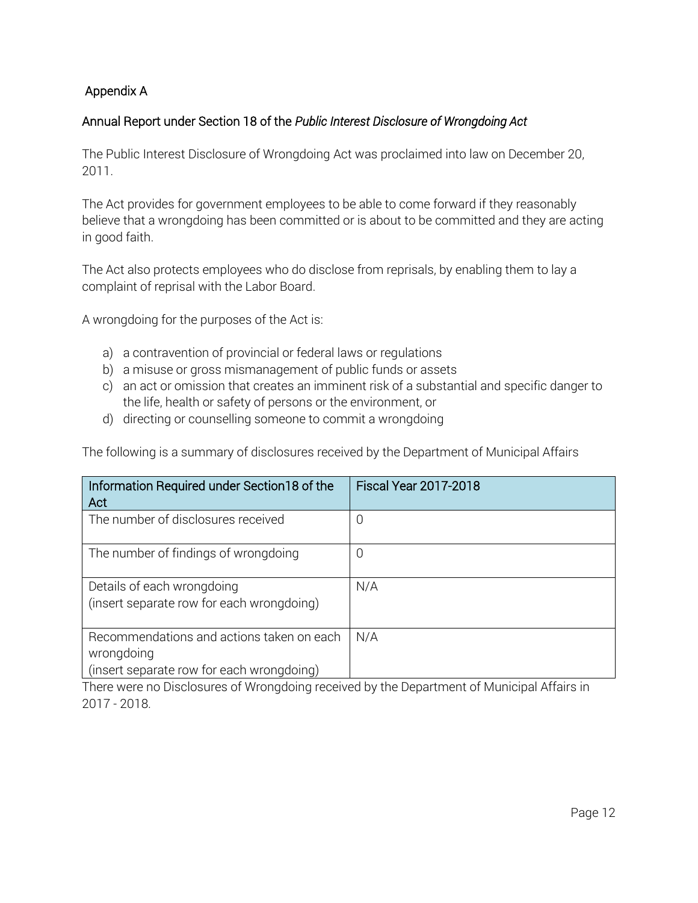## Appendix A

### Annual Report under Section 18 of the *Public Interest Disclosure of Wrongdoing Act*

The Public Interest Disclosure of Wrongdoing Act was proclaimed into law on December 20, 2011.

The Act provides for government employees to be able to come forward if they reasonably believe that a wrongdoing has been committed or is about to be committed and they are acting in good faith.

The Act also protects employees who do disclose from reprisals, by enabling them to lay a complaint of reprisal with the Labor Board.

A wrongdoing for the purposes of the Act is:

a) a contravention of provincial or federal laws or regulations
b) a misuse or gross mismanagement of public funds or assets
c) an act or omission that creates an imminent risk of a substantial and specific danger to the life, health or safety of persons or the environment, or
d) directing or counselling someone to commit a wrongdoing

The following is a summary of disclosures received by the Department of Municipal Affairs

| Information Required under Section18 of the Act | Fiscal Year 2017-2018 |
| --- | --- |
| The number of disclosures received | 0 |
| The number of findings of wrongdoing | 0 |
| Details of each wrongdoing (insert separate row for each wrongdoing) | N/A |
| Recommendations and actions taken on each wrongdoing (insert separate row for each wrongdoing) | N/A |

There were no Disclosures of Wrongdoing received by the Department of Municipal Affairs in 2017 - 2018.